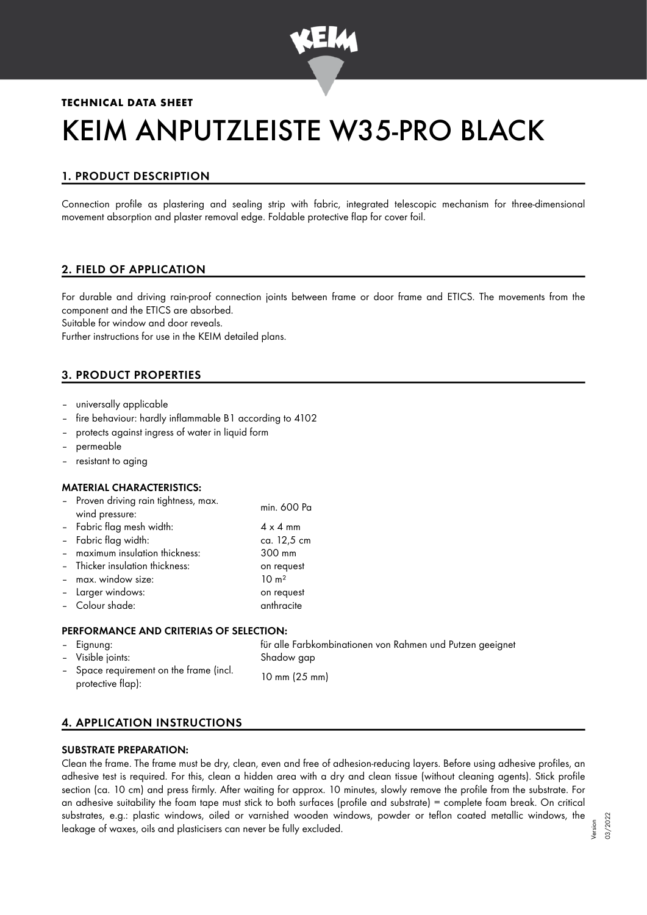**TECHNICAL DATA SHEET**

# KEIM ANPUTZLEISTE W35-PRO BLACK

## 1. PRODUCT DESCRIPTION

Connection profile as plastering and sealing strip with fabric, integrated telescopic mechanism for three-dimensional movement absorption and plaster removal edge. Foldable protective flap for cover foil.

## 2. FIELD OF APPLICATION

For durable and driving rain-proof connection joints between frame or door frame and ETICS. The movements from the component and the ETICS are absorbed.
Suitable for window and door reveals.
Further instructions for use in the KEIM detailed plans.

## 3. PRODUCT PROPERTIES

- universally applicable
- fire behaviour: hardly inflammable B1 according to 4102
- protects against ingress of water in liquid form
- permeable
- resistant to aging

### MATERIAL CHARACTERISTICS:

| | |
|---|---|
| – Proven driving rain tightness, max. wind pressure: | min. 600 Pa |
| – Fabric flag mesh width: | 4 x 4 mm |
| – Fabric flag width: | ca. 12,5 cm |
| – maximum insulation thickness: | 300 mm |
| – Thicker insulation thickness: | on request |
| – max. window size: | 10 m² |
| – Larger windows: | on request |
| – Colour shade: | anthracite |

### PERFORMANCE AND CRITERIAS OF SELECTION:

| | |
|---|---|
| – Eignung: | für alle Farbkombinationen von Rahmen und Putzen geeignet |
| – Visible joints: | Shadow gap |
| – Space requirement on the frame (incl. protective flap): | 10 mm (25 mm) |

## 4. APPLICATION INSTRUCTIONS

### SUBSTRATE PREPARATION:

Clean the frame. The frame must be dry, clean, even and free of adhesion-reducing layers. Before using adhesive profiles, an adhesive test is required. For this, clean a hidden area with a dry and clean tissue (without cleaning agents). Stick profile section (ca. 10 cm) and press firmly. After waiting for approx. 10 minutes, slowly remove the profile from the substrate. For an adhesive suitability the foam tape must stick to both surfaces (profile and substrate) = complete foam break. On critical substrates, e.g.: plastic windows, oiled or varnished wooden windows, powder or teflon coated metallic windows, the leakage of waxes, oils and plasticisers can never be fully excluded.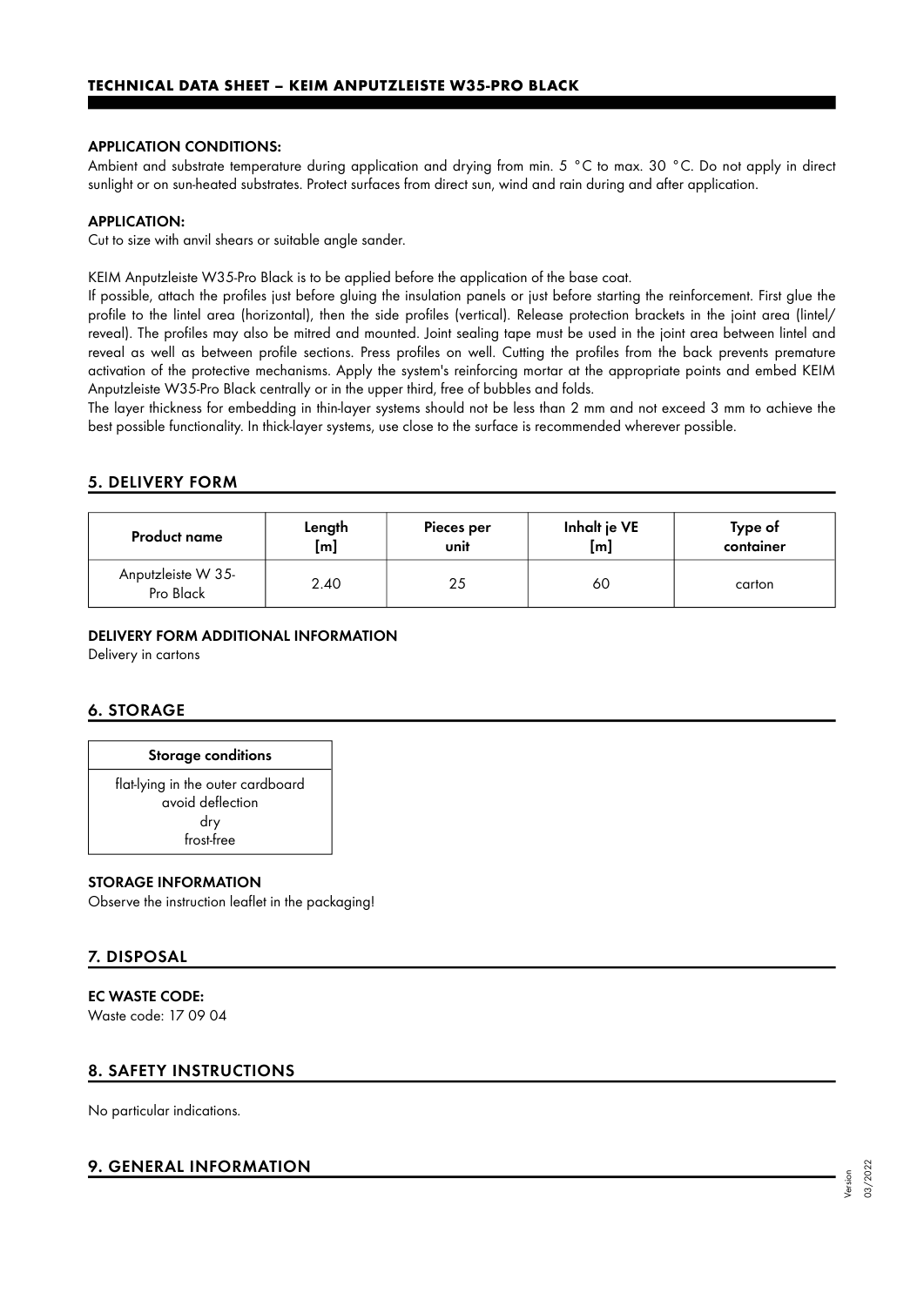**APPLICATION CONDITIONS:**

Ambient and substrate temperature during application and drying from min. 5 °C to max. 30 °C. Do not apply in direct sunlight or on sun-heated substrates. Protect surfaces from direct sun, wind and rain during and after application.

**APPLICATION:**

Cut to size with anvil shears or suitable angle sander.

KEIM Anputzleiste W35-Pro Black is to be applied before the application of the base coat.

If possible, attach the profiles just before gluing the insulation panels or just before starting the reinforcement. First glue the profile to the lintel area (horizontal), then the side profiles (vertical). Release protection brackets in the joint area (lintel/ reveal). The profiles may also be mitred and mounted. Joint sealing tape must be used in the joint area between lintel and reveal as well as between profile sections. Press profiles on well. Cutting the profiles from the back prevents premature activation of the protective mechanisms. Apply the system's reinforcing mortar at the appropriate points and embed KEIM Anputzleiste W35-Pro Black centrally or in the upper third, free of bubbles and folds.

The layer thickness for embedding in thin-layer systems should not be less than 2 mm and not exceed 3 mm to achieve the best possible functionality. In thick-layer systems, use close to the surface is recommended wherever possible.

## 5. DELIVERY FORM

| Product name | Length [m] | Pieces per unit | Inhalt je VE [m] | Type of container |
|---|---|---|---|---|
| Anputzleiste W 35-Pro Black | 2.40 | 25 | 60 | carton |

**DELIVERY FORM ADDITIONAL INFORMATION**

Delivery in cartons

## 6. STORAGE

| Storage conditions |
|---|
| flat-lying in the outer cardboard<br>avoid deflection<br>dry<br>frost-free |

**STORAGE INFORMATION**

Observe the instruction leaflet in the packaging!

## 7. DISPOSAL

**EC WASTE CODE:**

Waste code: 17 09 04

## 8. SAFETY INSTRUCTIONS

No particular indications.

## 9. GENERAL INFORMATION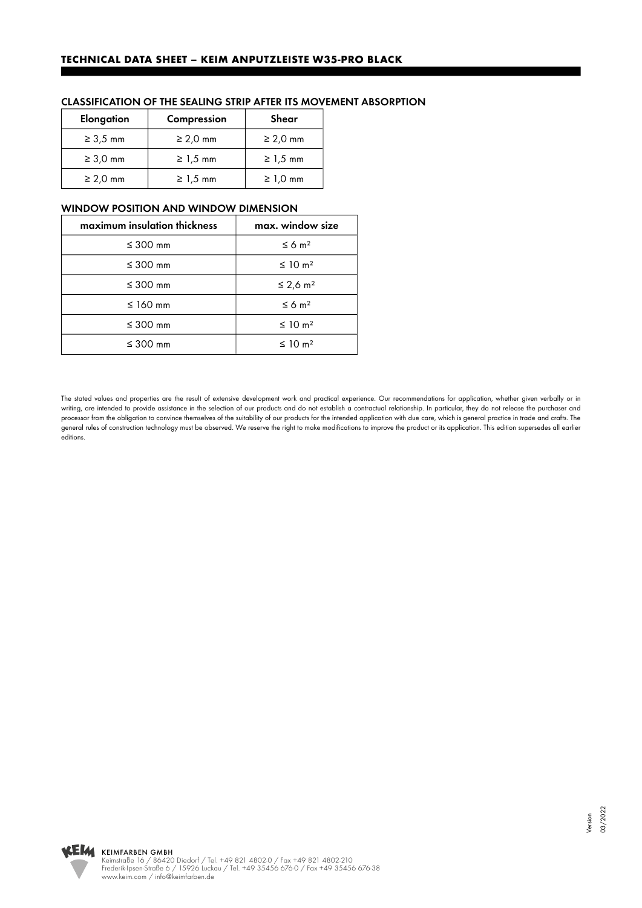## CLASSIFICATION OF THE SEALING STRIP AFTER ITS MOVEMENT ABSORPTION

| Elongation | Compression | Shear |
|---|---|---|
| ≥ 3,5 mm | ≥ 2,0 mm | ≥ 2,0 mm |
| ≥ 3,0 mm | ≥ 1,5 mm | ≥ 1,5 mm |
| ≥ 2,0 mm | ≥ 1,5 mm | ≥ 1,0 mm |

## WINDOW POSITION AND WINDOW DIMENSION

| maximum insulation thickness | max. window size |
|---|---|
| ≤ 300 mm | ≤ 6 m² |
| ≤ 300 mm | ≤ 10 m² |
| ≤ 300 mm | ≤ 2,6 m² |
| ≤ 160 mm | ≤ 6 m² |
| ≤ 300 mm | ≤ 10 m² |
| ≤ 300 mm | ≤ 10 m² |

The stated values and properties are the result of extensive development work and practical experience. Our recommendations for application, whether given verbally or in writing, are intended to provide assistance in the selection of our products and do not establish a contractual relationship. In particular, they do not release the purchaser and processor from the obligation to convince themselves of the suitability of our products for the intended application with due care, which is general practice in trade and crafts. The general rules of construction technology must be observed. We reserve the right to make modifications to improve the product or its application. This edition supersedes all earlier editions.

KEIMFARBEN GMBH
Keimstraße 16 / 86420 Diedorf / Tel. +49 821 4802-0 / Fax +49 821 4802-210
Frederik-Ipsen-Straße 6 / 15926 Luckau / Tel. +49 35456 676-0 / Fax +49 35456 676-38
www.keim.com / info@keimfarben.de

Version 03/2022